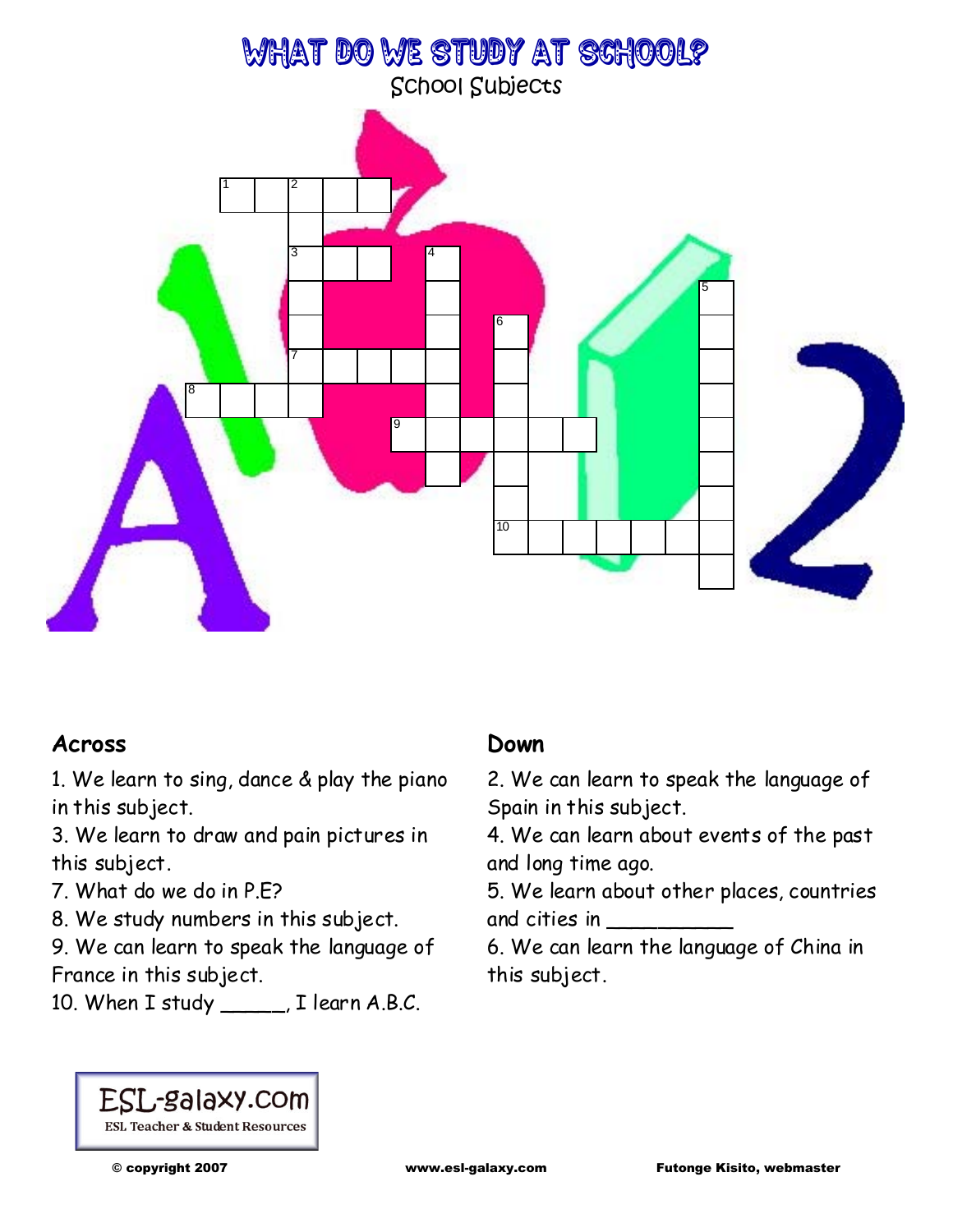# WHAT DO WE STUDY AT SCHOOL?

School Subjects

## Across

1. We learn to sing, dance & play the piano in this subject.
3. We learn to draw and pain pictures in this subject.
7. What do we do in P.E?
8. We study numbers in this subject.
9. We can learn to speak the language of France in this subject.
10. When I study _____, I learn A.B.C.

## Down

2. We can learn to speak the language of Spain in this subject.
4. We can learn about events of the past and long time ago.
5. We learn about other places, countries and cities in __________
6. We can learn the language of China in this subject.

ESL-galaxy.com
ESL Teacher & Student Resources

© copyright 2007 www.esl-galaxy.com Futonge Kisito, webmaster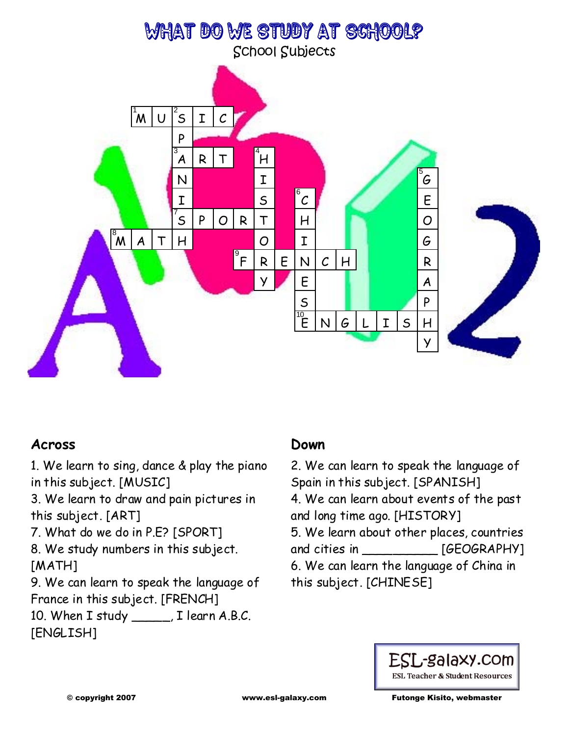# WHAT DO WE STUDY AT SCHOOL?

School Subjects

## Across

1. We learn to sing, dance & play the piano in this subject. [MUSIC]
3. We learn to draw and pain pictures in this subject. [ART]
7. What do we do in P.E? [SPORT]
8. We study numbers in this subject. [MATH]
9. We can learn to speak the language of France in this subject. [FRENCH]
10. When I study _____, I learn A.B.C. [ENGLISH]

## Down

2. We can learn to speak the language of Spain in this subject. [SPANISH]
4. We can learn about events of the past and long time ago. [HISTORY]
5. We learn about other places, countries and cities in __________ [GEOGRAPHY]
6. We can learn the language of China in this subject. [CHINESE]

ESL-galaxy.com
ESL Teacher & Student Resources

© copyright 2007 www.esl-galaxy.com Futonge Kisito, webmaster